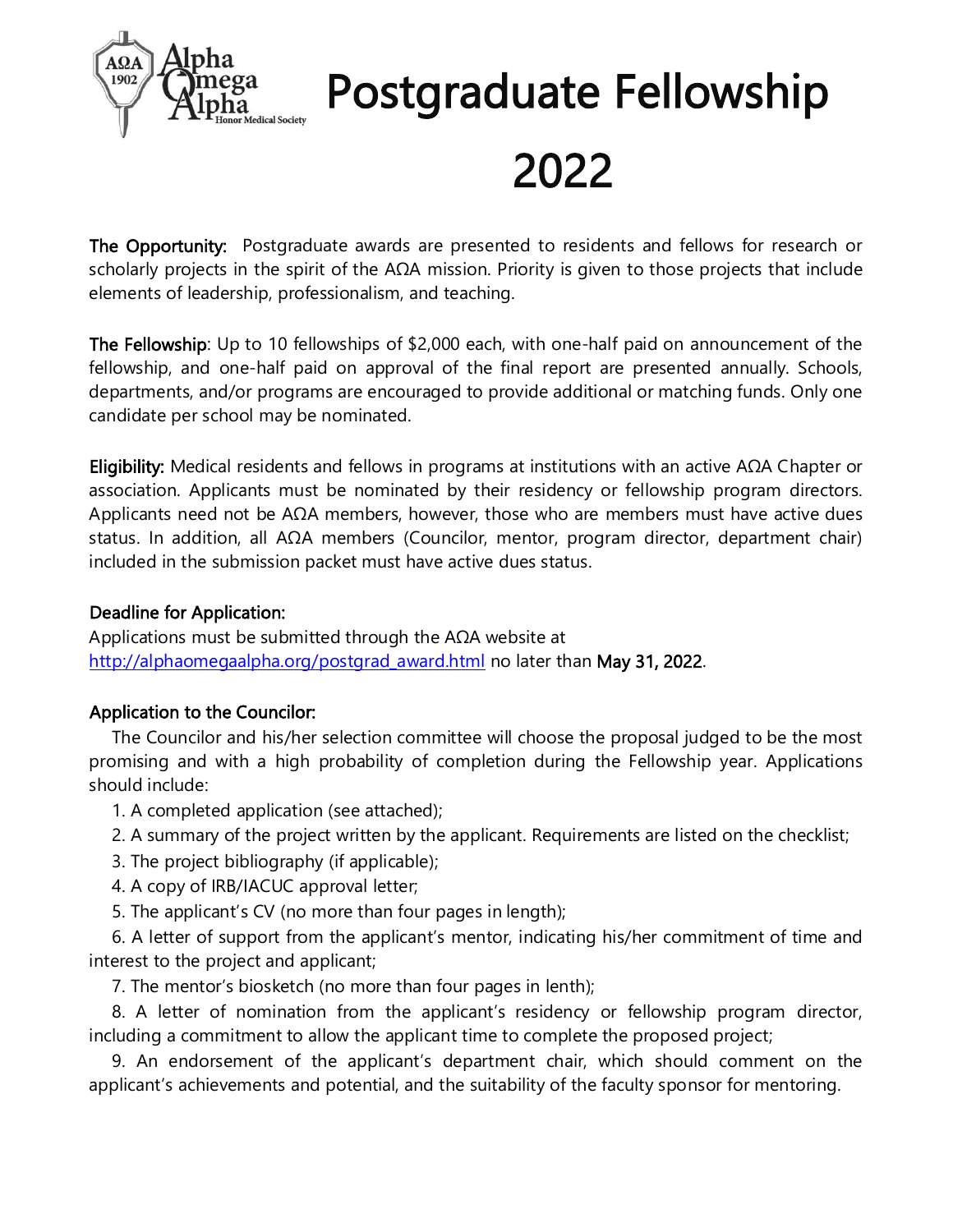# Postgraduate Fellowship 2022

**The Opportunity:** Postgraduate awards are presented to residents and fellows for research or scholarly projects in the spirit of the AΩA mission. Priority is given to those projects that include elements of leadership, professionalism, and teaching.

**The Fellowship**: Up to 10 fellowships of $2,000 each, with one-half paid on announcement of the fellowship, and one-half paid on approval of the final report are presented annually. Schools, departments, and/or programs are encouraged to provide additional or matching funds. Only one candidate per school may be nominated.

**Eligibility:** Medical residents and fellows in programs at institutions with an active AΩA Chapter or association. Applicants must be nominated by their residency or fellowship program directors. Applicants need not be AΩA members, however, those who are members must have active dues status. In addition, all AΩA members (Councilor, mentor, program director, department chair) included in the submission packet must have active dues status.

**Deadline for Application:**
Applications must be submitted through the AΩA website at http://alphaomegaalpha.org/postgrad_award.html no later than **May 31, 2022**.

**Application to the Councilor:**

The Councilor and his/her selection committee will choose the proposal judged to be the most promising and with a high probability of completion during the Fellowship year. Applications should include:

1. A completed application (see attached);
2. A summary of the project written by the applicant. Requirements are listed on the checklist;
3. The project bibliography (if applicable);
4. A copy of IRB/IACUC approval letter;
5. The applicant's CV (no more than four pages in length);
6. A letter of support from the applicant's mentor, indicating his/her commitment of time and interest to the project and applicant;
7. The mentor's biosketch (no more than four pages in lenth);
8. A letter of nomination from the applicant's residency or fellowship program director, including a commitment to allow the applicant time to complete the proposed project;
9. An endorsement of the applicant's department chair, which should comment on the applicant's achievements and potential, and the suitability of the faculty sponsor for mentoring.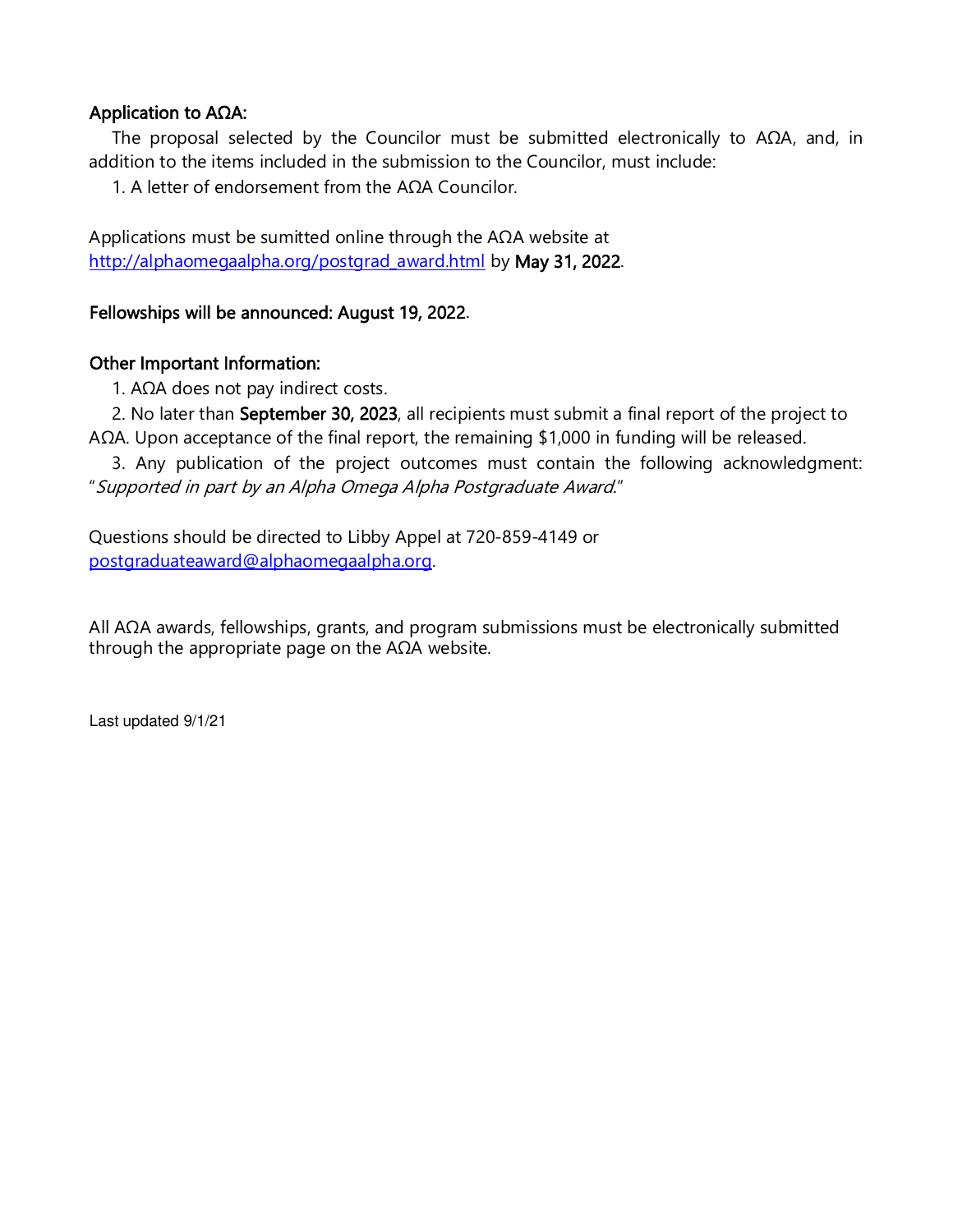**Application to AΩA:**

The proposal selected by the Councilor must be submitted electronically to AΩA, and, in addition to the items included in the submission to the Councilor, must include:

1. A letter of endorsement from the AΩA Councilor.

Applications must be sumitted online through the AΩA website at [http://alphaomegaalpha.org/postgrad_award.html](http://alphaomegaalpha.org/postgrad_award.html) by **May 31, 2022**.

**Fellowships will be announced: August 19, 2022**.

**Other Important Information:**

1. AΩA does not pay indirect costs.
2. No later than **September 30, 2023**, all recipients must submit a final report of the project to AΩA. Upon acceptance of the final report, the remaining $1,000 in funding will be released.
3. Any publication of the project outcomes must contain the following acknowledgment: "*Supported in part by an Alpha Omega Alpha Postgraduate Award*."

Questions should be directed to Libby Appel at 720-859-4149 or [postgraduateaward@alphaomegaalpha.org](mailto:postgraduateaward@alphaomegaalpha.org).

All AΩA awards, fellowships, grants, and program submissions must be electronically submitted through the appropriate page on the AΩA website.

Last updated 9/1/21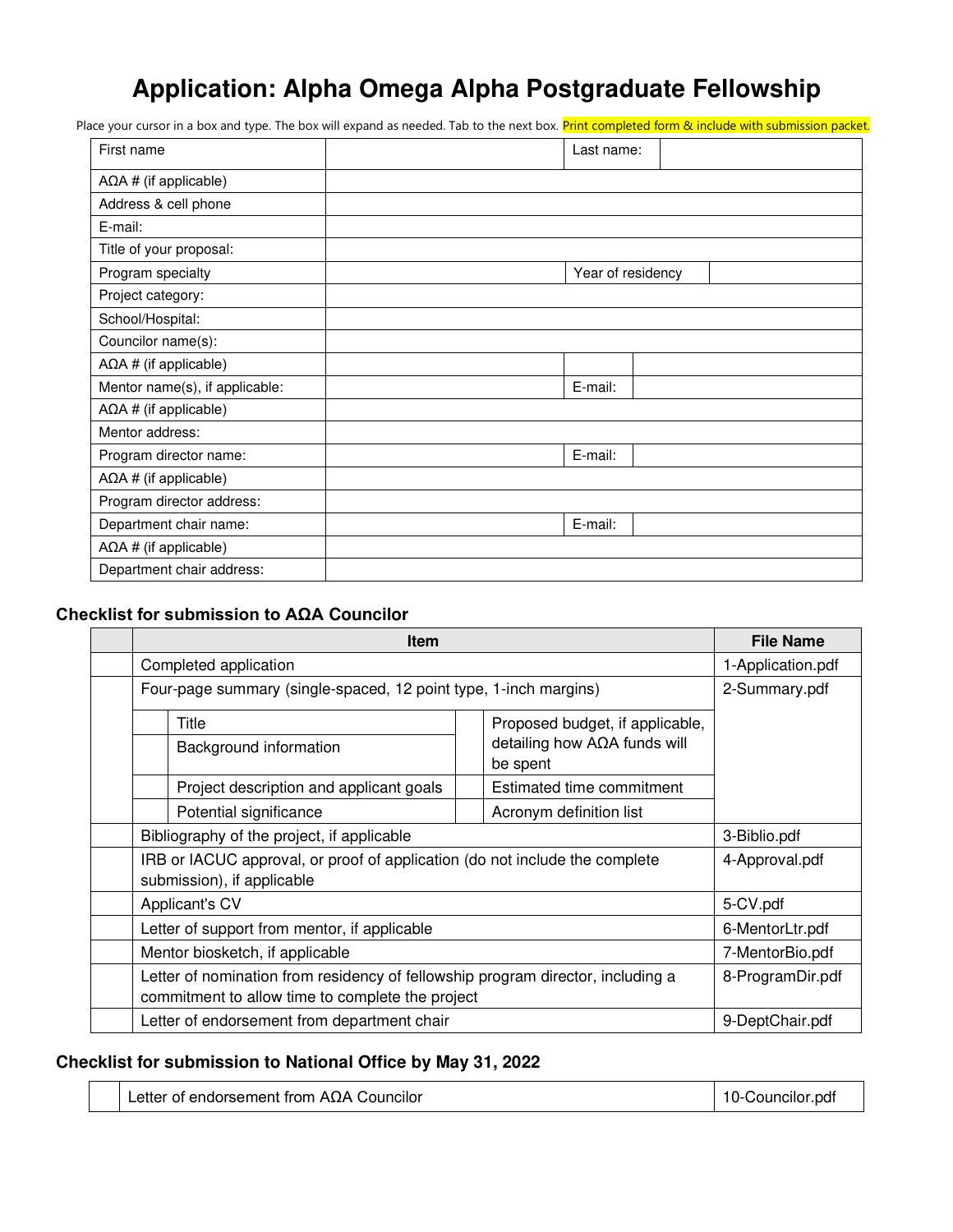# Application: Alpha Omega Alpha Postgraduate Fellowship

Place your cursor in a box and type. The box will expand as needed. Tab to the next box. Print completed form & include with submission packet.

| | | | |
|---|---|---|---|
| First name | | Last name: | |
| AΩA # (if applicable) | | | |
| Address & cell phone | | | |
| E-mail: | | | |
| Title of your proposal: | | | |
| Program specialty | | Year of residency | |
| Project category: | | | |
| School/Hospital: | | | |
| Councilor name(s): | | | |
| AΩA # (if applicable) | | | |
| Mentor name(s), if applicable: | | E-mail: | |
| AΩA # (if applicable) | | | |
| Mentor address: | | | |
| Program director name: | | E-mail: | |
| AΩA # (if applicable) | | | |
| Program director address: | | | |
| Department chair name: | | E-mail: | |
| AΩA # (if applicable) | | | |
| Department chair address: | | | |

### Checklist for submission to AΩA Councilor

| | Item | File Name |
|---|---|---|
| | Completed application | 1-Application.pdf |
| | Four-page summary (single-spaced, 12 point type, 1-inch margins)<br>☐ Title<br>☐ Background information<br>☐ Project description and applicant goals<br>☐ Potential significance<br>☐ Proposed budget, if applicable, detailing how AΩA funds will be spent<br>☐ Estimated time commitment<br>☐ Acronym definition list | 2-Summary.pdf |
| | Bibliography of the project, if applicable | 3-Biblio.pdf |
| | IRB or IACUC approval, or proof of application (do not include the complete submission), if applicable | 4-Approval.pdf |
| | Applicant's CV | 5-CV.pdf |
| | Letter of support from mentor, if applicable | 6-MentorLtr.pdf |
| | Mentor biosketch, if applicable | 7-MentorBio.pdf |
| | Letter of nomination from residency of fellowship program director, including a commitment to allow time to complete the project | 8-ProgramDir.pdf |
| | Letter of endorsement from department chair | 9-DeptChair.pdf |

### Checklist for submission to National Office by May 31, 2022

| | | |
|---|---|---|
| | Letter of endorsement from AΩA Councilor | 10-Councilor.pdf |